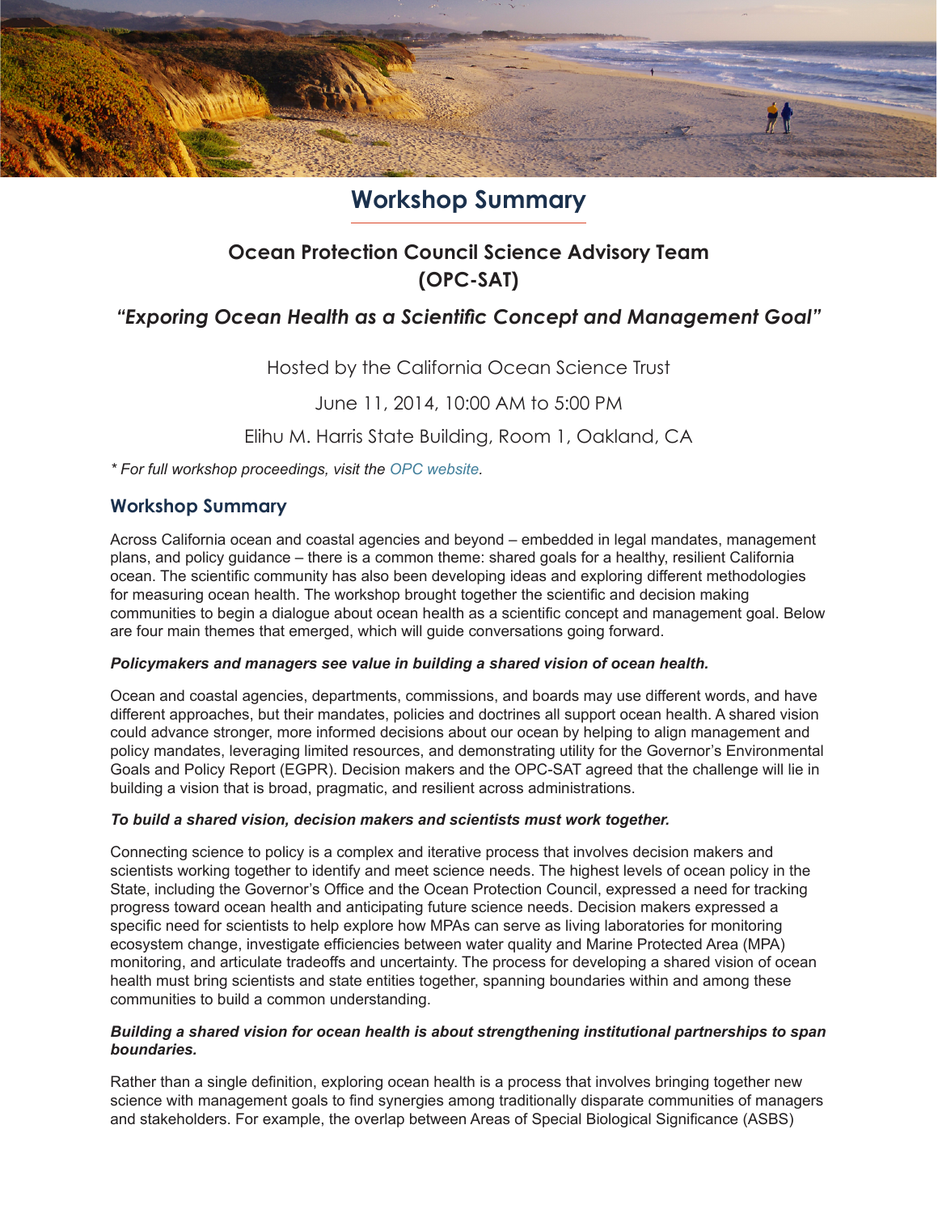# Workshop Summary

## Ocean Protection Council Science Advisory Team (OPC-SAT)

### *"Exporing Ocean Health as a Scientific Concept and Management Goal"*

Hosted by the California Ocean Science Trust

June 11, 2014, 10:00 AM to 5:00 PM

Elihu M. Harris State Building, Room 1, Oakland, CA

*\* For full workshop proceedings, visit the OPC website.*

## Workshop Summary

Across California ocean and coastal agencies and beyond – embedded in legal mandates, management plans, and policy guidance – there is a common theme: shared goals for a healthy, resilient California ocean. The scientific community has also been developing ideas and exploring different methodologies for measuring ocean health. The workshop brought together the scientific and decision making communities to begin a dialogue about ocean health as a scientific concept and management goal. Below are four main themes that emerged, which will guide conversations going forward.

***Policymakers and managers see value in building a shared vision of ocean health.***

Ocean and coastal agencies, departments, commissions, and boards may use different words, and have different approaches, but their mandates, policies and doctrines all support ocean health. A shared vision could advance stronger, more informed decisions about our ocean by helping to align management and policy mandates, leveraging limited resources, and demonstrating utility for the Governor's Environmental Goals and Policy Report (EGPR). Decision makers and the OPC-SAT agreed that the challenge will lie in building a vision that is broad, pragmatic, and resilient across administrations.

***To build a shared vision, decision makers and scientists must work together.***

Connecting science to policy is a complex and iterative process that involves decision makers and scientists working together to identify and meet science needs. The highest levels of ocean policy in the State, including the Governor's Office and the Ocean Protection Council, expressed a need for tracking progress toward ocean health and anticipating future science needs. Decision makers expressed a specific need for scientists to help explore how MPAs can serve as living laboratories for monitoring ecosystem change, investigate efficiencies between water quality and Marine Protected Area (MPA) monitoring, and articulate tradeoffs and uncertainty. The process for developing a shared vision of ocean health must bring scientists and state entities together, spanning boundaries within and among these communities to build a common understanding.

***Building a shared vision for ocean health is about strengthening institutional partnerships to span boundaries.***

Rather than a single definition, exploring ocean health is a process that involves bringing together new science with management goals to find synergies among traditionally disparate communities of managers and stakeholders. For example, the overlap between Areas of Special Biological Significance (ASBS)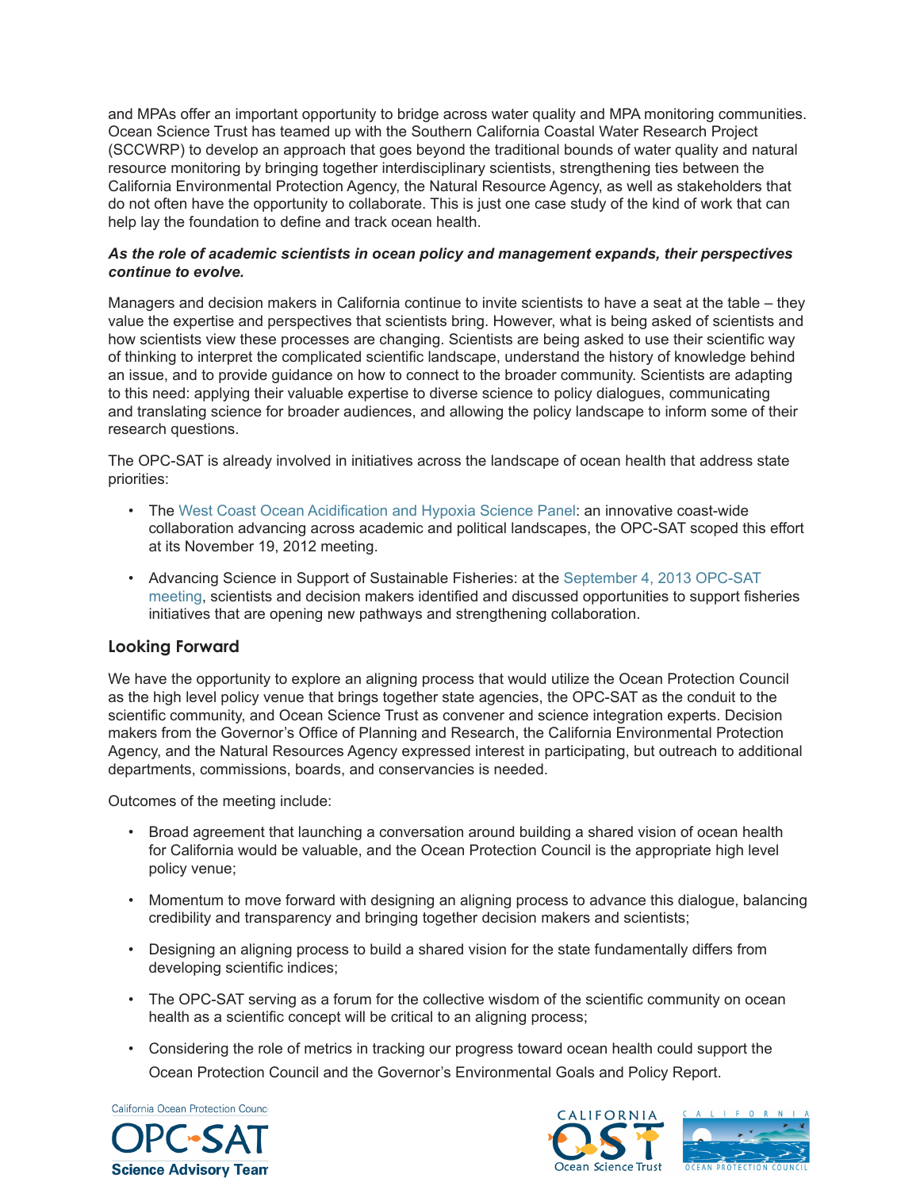and MPAs offer an important opportunity to bridge across water quality and MPA monitoring communities. Ocean Science Trust has teamed up with the Southern California Coastal Water Research Project (SCCWRP) to develop an approach that goes beyond the traditional bounds of water quality and natural resource monitoring by bringing together interdisciplinary scientists, strengthening ties between the California Environmental Protection Agency, the Natural Resource Agency, as well as stakeholders that do not often have the opportunity to collaborate. This is just one case study of the kind of work that can help lay the foundation to define and track ocean health.

***As the role of academic scientists in ocean policy and management expands, their perspectives continue to evolve.***

Managers and decision makers in California continue to invite scientists to have a seat at the table – they value the expertise and perspectives that scientists bring. However, what is being asked of scientists and how scientists view these processes are changing. Scientists are being asked to use their scientific way of thinking to interpret the complicated scientific landscape, understand the history of knowledge behind an issue, and to provide guidance on how to connect to the broader community. Scientists are adapting to this need: applying their valuable expertise to diverse science to policy dialogues, communicating and translating science for broader audiences, and allowing the policy landscape to inform some of their research questions.

The OPC-SAT is already involved in initiatives across the landscape of ocean health that address state priorities:

- The West Coast Ocean Acidification and Hypoxia Science Panel: an innovative coast-wide collaboration advancing across academic and political landscapes, the OPC-SAT scoped this effort at its November 19, 2012 meeting.
- Advancing Science in Support of Sustainable Fisheries: at the September 4, 2013 OPC-SAT meeting, scientists and decision makers identified and discussed opportunities to support fisheries initiatives that are opening new pathways and strengthening collaboration.

## Looking Forward

We have the opportunity to explore an aligning process that would utilize the Ocean Protection Council as the high level policy venue that brings together state agencies, the OPC-SAT as the conduit to the scientific community, and Ocean Science Trust as convener and science integration experts. Decision makers from the Governor's Office of Planning and Research, the California Environmental Protection Agency, and the Natural Resources Agency expressed interest in participating, but outreach to additional departments, commissions, boards, and conservancies is needed.

Outcomes of the meeting include:

- Broad agreement that launching a conversation around building a shared vision of ocean health for California would be valuable, and the Ocean Protection Council is the appropriate high level policy venue;
- Momentum to move forward with designing an aligning process to advance this dialogue, balancing credibility and transparency and bringing together decision makers and scientists;
- Designing an aligning process to build a shared vision for the state fundamentally differs from developing scientific indices;
- The OPC-SAT serving as a forum for the collective wisdom of the scientific community on ocean health as a scientific concept will be critical to an aligning process;
- Considering the role of metrics in tracking our progress toward ocean health could support the Ocean Protection Council and the Governor's Environmental Goals and Policy Report.